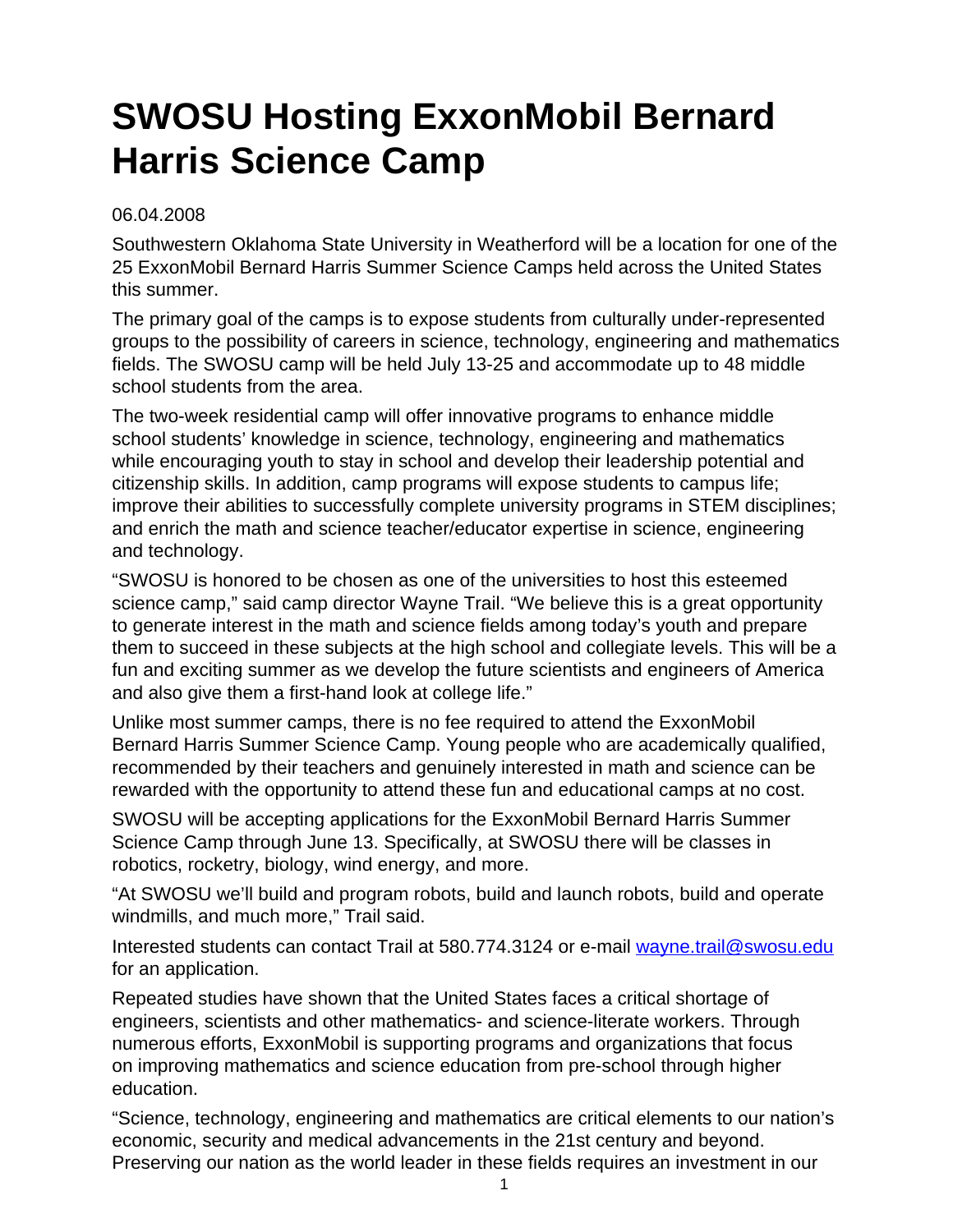# SWOSU Hosting ExxonMobil Bernard Harris Science Camp

06.04.2008

Southwestern Oklahoma State University in Weatherford will be a location for one of the 25 ExxonMobil Bernard Harris Summer Science Camps held across the United States this summer.

The primary goal of the camps is to expose students from culturally under-represented groups to the possibility of careers in science, technology, engineering and mathematics fields. The SWOSU camp will be held July 13-25 and accommodate up to 48 middle school students from the area.

The two-week residential camp will offer innovative programs to enhance middle school students' knowledge in science, technology, engineering and mathematics while encouraging youth to stay in school and develop their leadership potential and citizenship skills. In addition, camp programs will expose students to campus life; improve their abilities to successfully complete university programs in STEM disciplines; and enrich the math and science teacher/educator expertise in science, engineering and technology.

"SWOSU is honored to be chosen as one of the universities to host this esteemed science camp," said camp director Wayne Trail. "We believe this is a great opportunity to generate interest in the math and science fields among today's youth and prepare them to succeed in these subjects at the high school and collegiate levels. This will be a fun and exciting summer as we develop the future scientists and engineers of America and also give them a first-hand look at college life."

Unlike most summer camps, there is no fee required to attend the ExxonMobil Bernard Harris Summer Science Camp. Young people who are academically qualified, recommended by their teachers and genuinely interested in math and science can be rewarded with the opportunity to attend these fun and educational camps at no cost.

SWOSU will be accepting applications for the ExxonMobil Bernard Harris Summer Science Camp through June 13. Specifically, at SWOSU there will be classes in robotics, rocketry, biology, wind energy, and more.

"At SWOSU we'll build and program robots, build and launch robots, build and operate windmills, and much more," Trail said.

Interested students can contact Trail at 580.774.3124 or e-mail wayne.trail@swosu.edu for an application.

Repeated studies have shown that the United States faces a critical shortage of engineers, scientists and other mathematics- and science-literate workers. Through numerous efforts, ExxonMobil is supporting programs and organizations that focus on improving mathematics and science education from pre-school through higher education.

"Science, technology, engineering and mathematics are critical elements to our nation's economic, security and medical advancements in the 21st century and beyond. Preserving our nation as the world leader in these fields requires an investment in our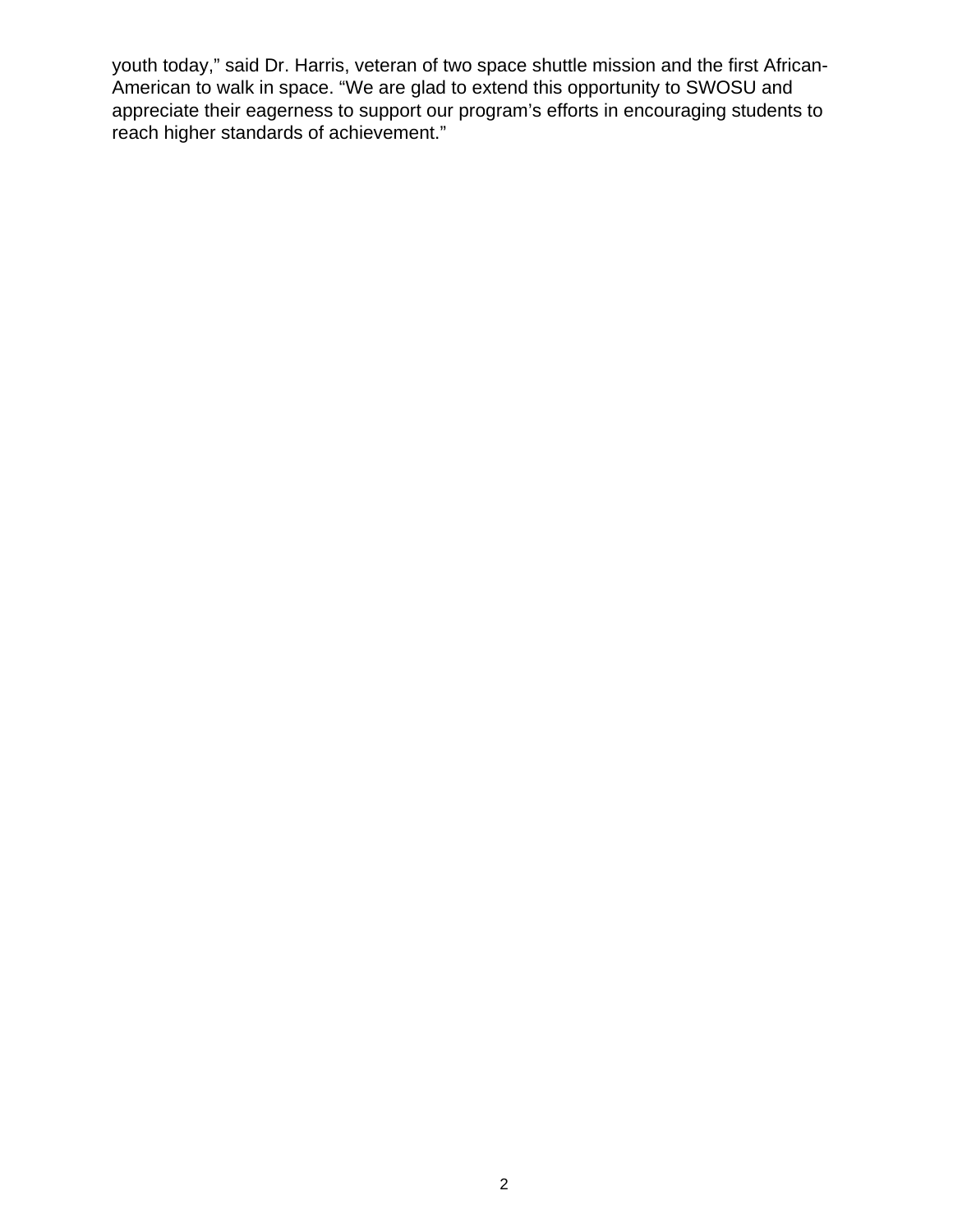youth today," said Dr. Harris, veteran of two space shuttle mission and the first African-American to walk in space. "We are glad to extend this opportunity to SWOSU and appreciate their eagerness to support our program's efforts in encouraging students to reach higher standards of achievement."